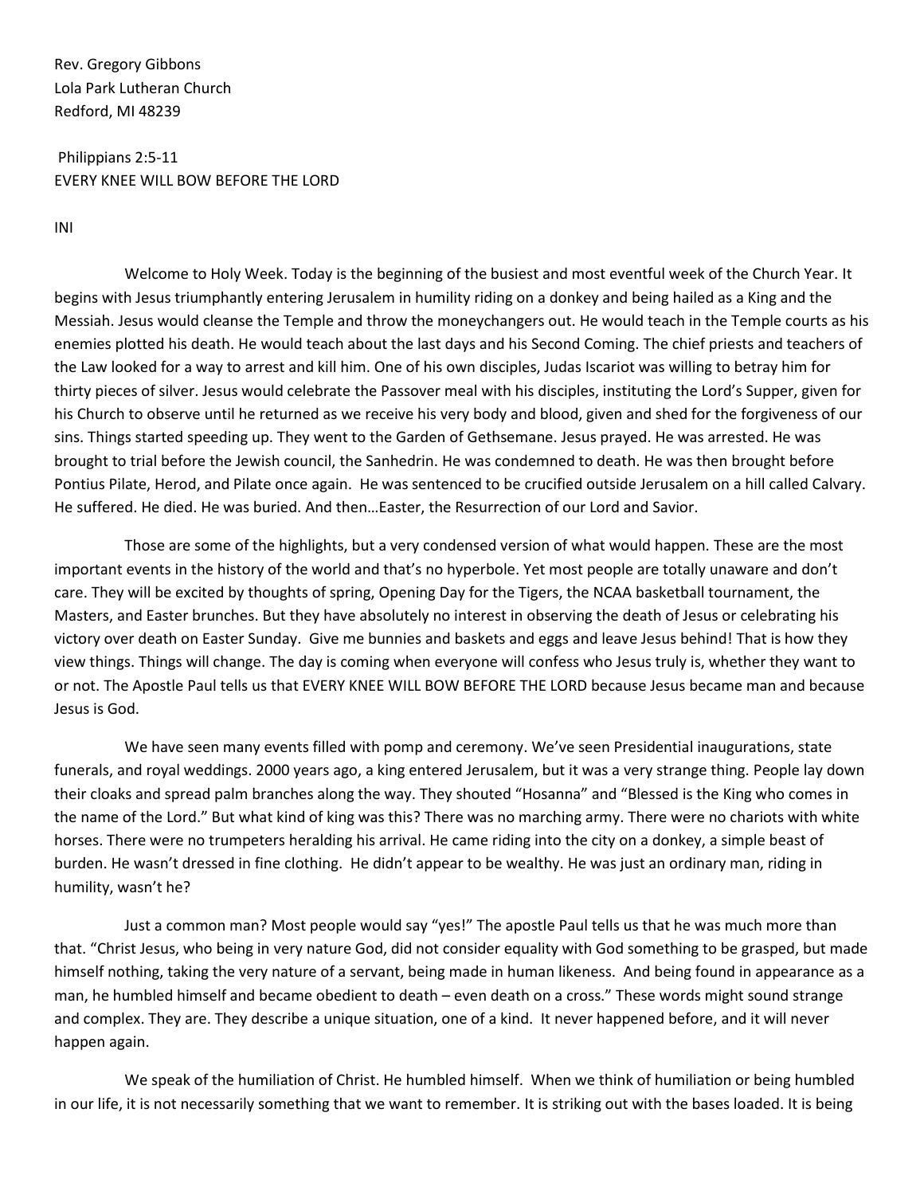Rev. Gregory Gibbons
Lola Park Lutheran Church
Redford, MI 48239

Philippians 2:5-11
EVERY KNEE WILL BOW BEFORE THE LORD

INI

Welcome to Holy Week. Today is the beginning of the busiest and most eventful week of the Church Year. It begins with Jesus triumphantly entering Jerusalem in humility riding on a donkey and being hailed as a King and the Messiah. Jesus would cleanse the Temple and throw the moneychangers out. He would teach in the Temple courts as his enemies plotted his death. He would teach about the last days and his Second Coming. The chief priests and teachers of the Law looked for a way to arrest and kill him. One of his own disciples, Judas Iscariot was willing to betray him for thirty pieces of silver. Jesus would celebrate the Passover meal with his disciples, instituting the Lord's Supper, given for his Church to observe until he returned as we receive his very body and blood, given and shed for the forgiveness of our sins. Things started speeding up. They went to the Garden of Gethsemane. Jesus prayed. He was arrested. He was brought to trial before the Jewish council, the Sanhedrin. He was condemned to death. He was then brought before Pontius Pilate, Herod, and Pilate once again. He was sentenced to be crucified outside Jerusalem on a hill called Calvary. He suffered. He died. He was buried. And then…Easter, the Resurrection of our Lord and Savior.

Those are some of the highlights, but a very condensed version of what would happen. These are the most important events in the history of the world and that's no hyperbole. Yet most people are totally unaware and don't care. They will be excited by thoughts of spring, Opening Day for the Tigers, the NCAA basketball tournament, the Masters, and Easter brunches. But they have absolutely no interest in observing the death of Jesus or celebrating his victory over death on Easter Sunday. Give me bunnies and baskets and eggs and leave Jesus behind! That is how they view things. Things will change. The day is coming when everyone will confess who Jesus truly is, whether they want to or not. The Apostle Paul tells us that EVERY KNEE WILL BOW BEFORE THE LORD because Jesus became man and because Jesus is God.

We have seen many events filled with pomp and ceremony. We've seen Presidential inaugurations, state funerals, and royal weddings. 2000 years ago, a king entered Jerusalem, but it was a very strange thing. People lay down their cloaks and spread palm branches along the way. They shouted "Hosanna" and "Blessed is the King who comes in the name of the Lord." But what kind of king was this? There was no marching army. There were no chariots with white horses. There were no trumpeters heralding his arrival. He came riding into the city on a donkey, a simple beast of burden. He wasn't dressed in fine clothing. He didn't appear to be wealthy. He was just an ordinary man, riding in humility, wasn't he?

Just a common man? Most people would say "yes!" The apostle Paul tells us that he was much more than that. "Christ Jesus, who being in very nature God, did not consider equality with God something to be grasped, but made himself nothing, taking the very nature of a servant, being made in human likeness. And being found in appearance as a man, he humbled himself and became obedient to death – even death on a cross." These words might sound strange and complex. They are. They describe a unique situation, one of a kind. It never happened before, and it will never happen again.

We speak of the humiliation of Christ. He humbled himself. When we think of humiliation or being humbled in our life, it is not necessarily something that we want to remember. It is striking out with the bases loaded. It is being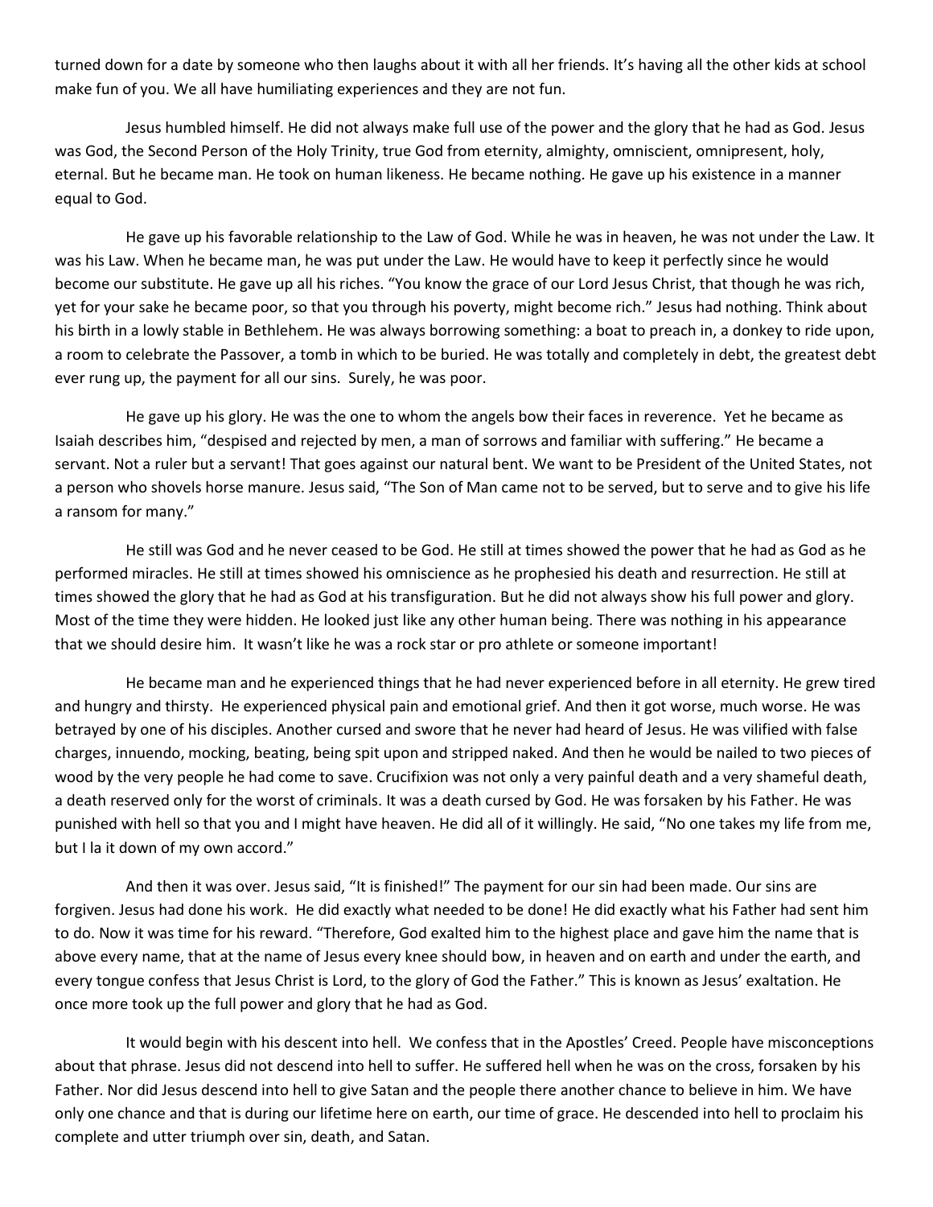turned down for a date by someone who then laughs about it with all her friends. It's having all the other kids at school make fun of you. We all have humiliating experiences and they are not fun.

Jesus humbled himself. He did not always make full use of the power and the glory that he had as God. Jesus was God, the Second Person of the Holy Trinity, true God from eternity, almighty, omniscient, omnipresent, holy, eternal. But he became man. He took on human likeness. He became nothing. He gave up his existence in a manner equal to God.

He gave up his favorable relationship to the Law of God. While he was in heaven, he was not under the Law. It was his Law. When he became man, he was put under the Law. He would have to keep it perfectly since he would become our substitute. He gave up all his riches. "You know the grace of our Lord Jesus Christ, that though he was rich, yet for your sake he became poor, so that you through his poverty, might become rich." Jesus had nothing. Think about his birth in a lowly stable in Bethlehem. He was always borrowing something: a boat to preach in, a donkey to ride upon, a room to celebrate the Passover, a tomb in which to be buried. He was totally and completely in debt, the greatest debt ever rung up, the payment for all our sins. Surely, he was poor.

He gave up his glory. He was the one to whom the angels bow their faces in reverence. Yet he became as Isaiah describes him, "despised and rejected by men, a man of sorrows and familiar with suffering." He became a servant. Not a ruler but a servant! That goes against our natural bent. We want to be President of the United States, not a person who shovels horse manure. Jesus said, "The Son of Man came not to be served, but to serve and to give his life a ransom for many."

He still was God and he never ceased to be God. He still at times showed the power that he had as God as he performed miracles. He still at times showed his omniscience as he prophesied his death and resurrection. He still at times showed the glory that he had as God at his transfiguration. But he did not always show his full power and glory. Most of the time they were hidden. He looked just like any other human being. There was nothing in his appearance that we should desire him. It wasn't like he was a rock star or pro athlete or someone important!

He became man and he experienced things that he had never experienced before in all eternity. He grew tired and hungry and thirsty. He experienced physical pain and emotional grief. And then it got worse, much worse. He was betrayed by one of his disciples. Another cursed and swore that he never had heard of Jesus. He was vilified with false charges, innuendo, mocking, beating, being spit upon and stripped naked. And then he would be nailed to two pieces of wood by the very people he had come to save. Crucifixion was not only a very painful death and a very shameful death, a death reserved only for the worst of criminals. It was a death cursed by God. He was forsaken by his Father. He was punished with hell so that you and I might have heaven. He did all of it willingly. He said, "No one takes my life from me, but I la it down of my own accord."

And then it was over. Jesus said, "It is finished!" The payment for our sin had been made. Our sins are forgiven. Jesus had done his work. He did exactly what needed to be done! He did exactly what his Father had sent him to do. Now it was time for his reward. "Therefore, God exalted him to the highest place and gave him the name that is above every name, that at the name of Jesus every knee should bow, in heaven and on earth and under the earth, and every tongue confess that Jesus Christ is Lord, to the glory of God the Father." This is known as Jesus' exaltation. He once more took up the full power and glory that he had as God.

It would begin with his descent into hell. We confess that in the Apostles' Creed. People have misconceptions about that phrase. Jesus did not descend into hell to suffer. He suffered hell when he was on the cross, forsaken by his Father. Nor did Jesus descend into hell to give Satan and the people there another chance to believe in him. We have only one chance and that is during our lifetime here on earth, our time of grace. He descended into hell to proclaim his complete and utter triumph over sin, death, and Satan.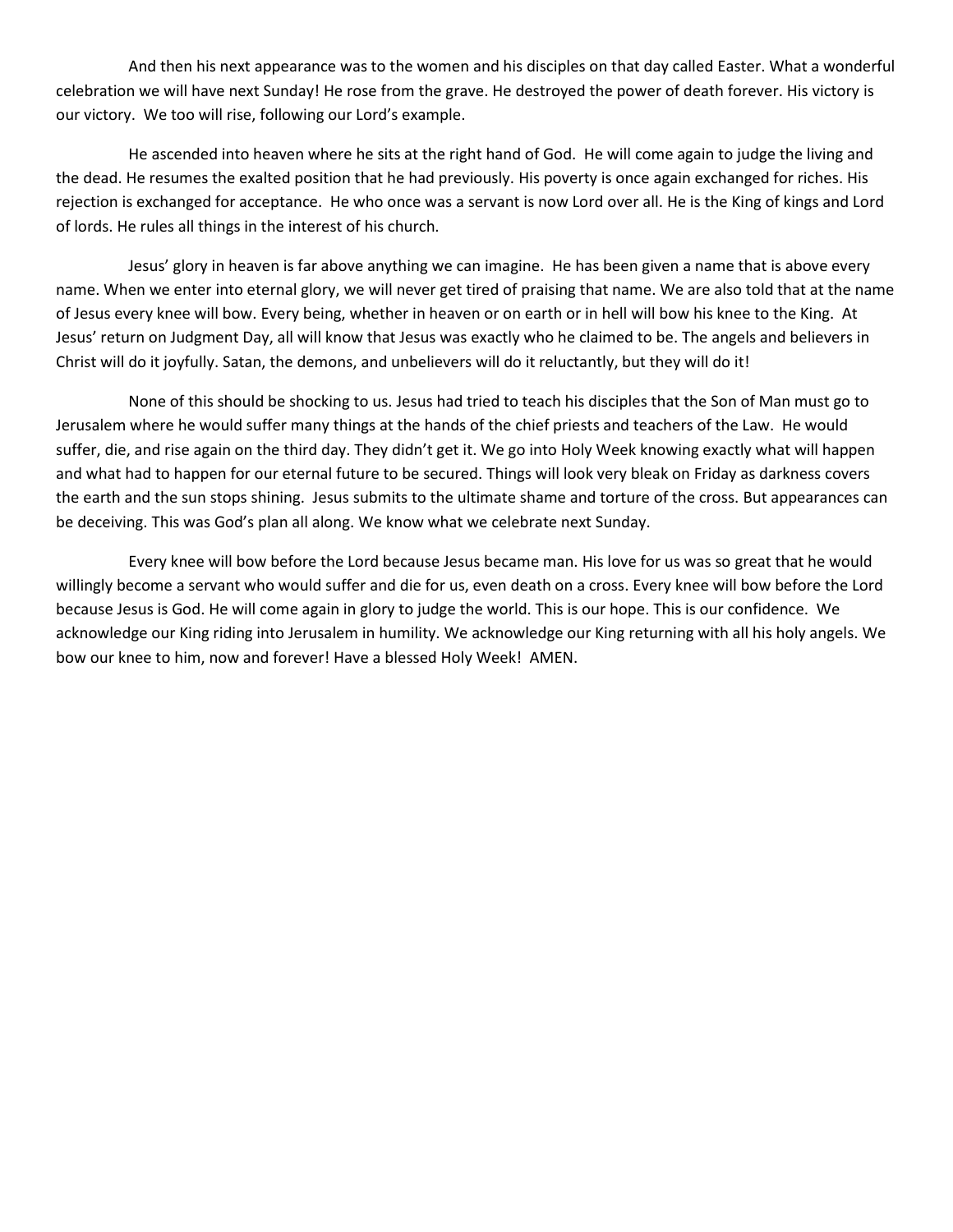And then his next appearance was to the women and his disciples on that day called Easter. What a wonderful celebration we will have next Sunday! He rose from the grave. He destroyed the power of death forever. His victory is our victory. We too will rise, following our Lord's example.

He ascended into heaven where he sits at the right hand of God. He will come again to judge the living and the dead. He resumes the exalted position that he had previously. His poverty is once again exchanged for riches. His rejection is exchanged for acceptance. He who once was a servant is now Lord over all. He is the King of kings and Lord of lords. He rules all things in the interest of his church.

Jesus' glory in heaven is far above anything we can imagine. He has been given a name that is above every name. When we enter into eternal glory, we will never get tired of praising that name. We are also told that at the name of Jesus every knee will bow. Every being, whether in heaven or on earth or in hell will bow his knee to the King. At Jesus' return on Judgment Day, all will know that Jesus was exactly who he claimed to be. The angels and believers in Christ will do it joyfully. Satan, the demons, and unbelievers will do it reluctantly, but they will do it!

None of this should be shocking to us. Jesus had tried to teach his disciples that the Son of Man must go to Jerusalem where he would suffer many things at the hands of the chief priests and teachers of the Law. He would suffer, die, and rise again on the third day. They didn't get it. We go into Holy Week knowing exactly what will happen and what had to happen for our eternal future to be secured. Things will look very bleak on Friday as darkness covers the earth and the sun stops shining. Jesus submits to the ultimate shame and torture of the cross. But appearances can be deceiving. This was God's plan all along. We know what we celebrate next Sunday.

Every knee will bow before the Lord because Jesus became man. His love for us was so great that he would willingly become a servant who would suffer and die for us, even death on a cross. Every knee will bow before the Lord because Jesus is God. He will come again in glory to judge the world. This is our hope. This is our confidence. We acknowledge our King riding into Jerusalem in humility. We acknowledge our King returning with all his holy angels. We bow our knee to him, now and forever! Have a blessed Holy Week! AMEN.